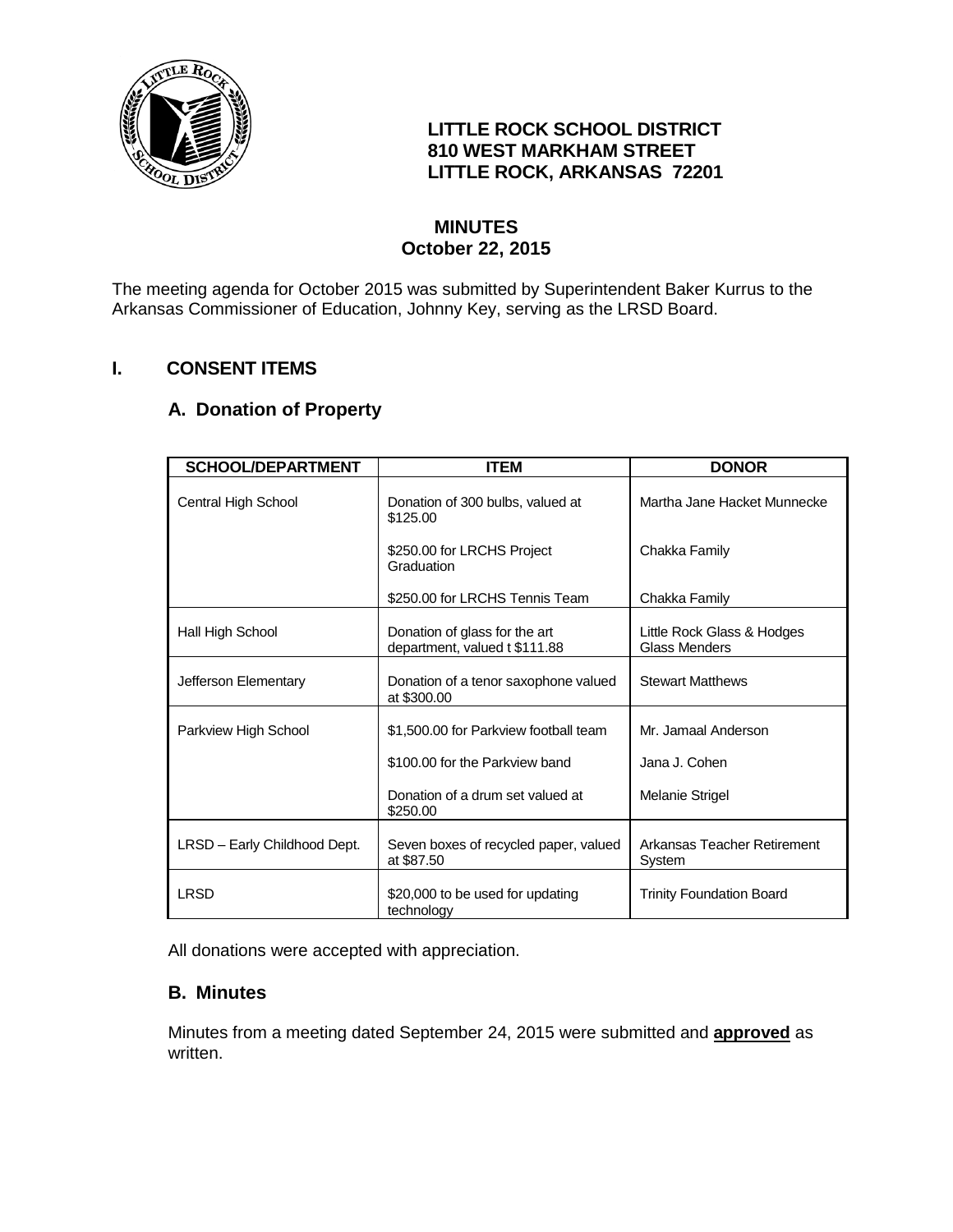**LITTLE ROCK SCHOOL DISTRICT**
**810 WEST MARKHAM STREET**
**LITTLE ROCK, ARKANSAS 72201**

# MINUTES
## October 22, 2015

The meeting agenda for October 2015 was submitted by Superintendent Baker Kurrus to the Arkansas Commissioner of Education, Johnny Key, serving as the LRSD Board.

## I. CONSENT ITEMS

### A. Donation of Property

| SCHOOL/DEPARTMENT | ITEM | DONOR |
|---|---|---|
| Central High School | Donation of 300 bulbs, valued at $125.00 | Martha Jane Hacket Munnecke |
| | $250.00 for LRCHS Project Graduation | Chakka Family |
| | $250.00 for LRCHS Tennis Team | Chakka Family |
| Hall High School | Donation of glass for the art department, valued t $111.88 | Little Rock Glass & Hodges Glass Menders |
| Jefferson Elementary | Donation of a tenor saxophone valued at $300.00 | Stewart Matthews |
| Parkview High School | $1,500.00 for Parkview football team | Mr. Jamaal Anderson |
| | $100.00 for the Parkview band | Jana J. Cohen |
| | Donation of a drum set valued at $250.00 | Melanie Strigel |
| LRSD – Early Childhood Dept. | Seven boxes of recycled paper, valued at $87.50 | Arkansas Teacher Retirement System |
| LRSD | $20,000 to be used for updating technology | Trinity Foundation Board |

All donations were accepted with appreciation.

### B. Minutes

Minutes from a meeting dated September 24, 2015 were submitted and **approved** as written.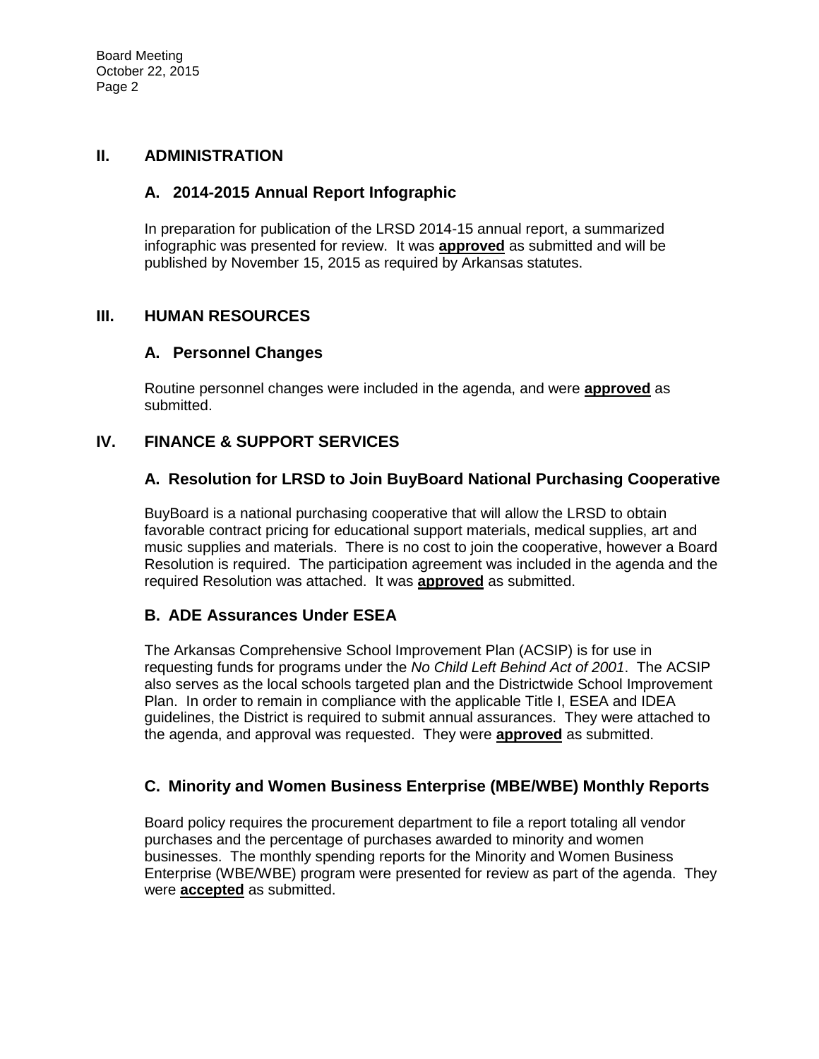## II. ADMINISTRATION

### A. 2014-2015 Annual Report Infographic

In preparation for publication of the LRSD 2014-15 annual report, a summarized infographic was presented for review. It was **approved** as submitted and will be published by November 15, 2015 as required by Arkansas statutes.

## III. HUMAN RESOURCES

### A. Personnel Changes

Routine personnel changes were included in the agenda, and were **approved** as submitted.

## IV. FINANCE & SUPPORT SERVICES

### A. Resolution for LRSD to Join BuyBoard National Purchasing Cooperative

BuyBoard is a national purchasing cooperative that will allow the LRSD to obtain favorable contract pricing for educational support materials, medical supplies, art and music supplies and materials. There is no cost to join the cooperative, however a Board Resolution is required. The participation agreement was included in the agenda and the required Resolution was attached. It was **approved** as submitted.

### B. ADE Assurances Under ESEA

The Arkansas Comprehensive School Improvement Plan (ACSIP) is for use in requesting funds for programs under the *No Child Left Behind Act of 2001*. The ACSIP also serves as the local schools targeted plan and the Districtwide School Improvement Plan. In order to remain in compliance with the applicable Title I, ESEA and IDEA guidelines, the District is required to submit annual assurances. They were attached to the agenda, and approval was requested. They were **approved** as submitted.

### C. Minority and Women Business Enterprise (MBE/WBE) Monthly Reports

Board policy requires the procurement department to file a report totaling all vendor purchases and the percentage of purchases awarded to minority and women businesses. The monthly spending reports for the Minority and Women Business Enterprise (WBE/WBE) program were presented for review as part of the agenda. They were **accepted** as submitted.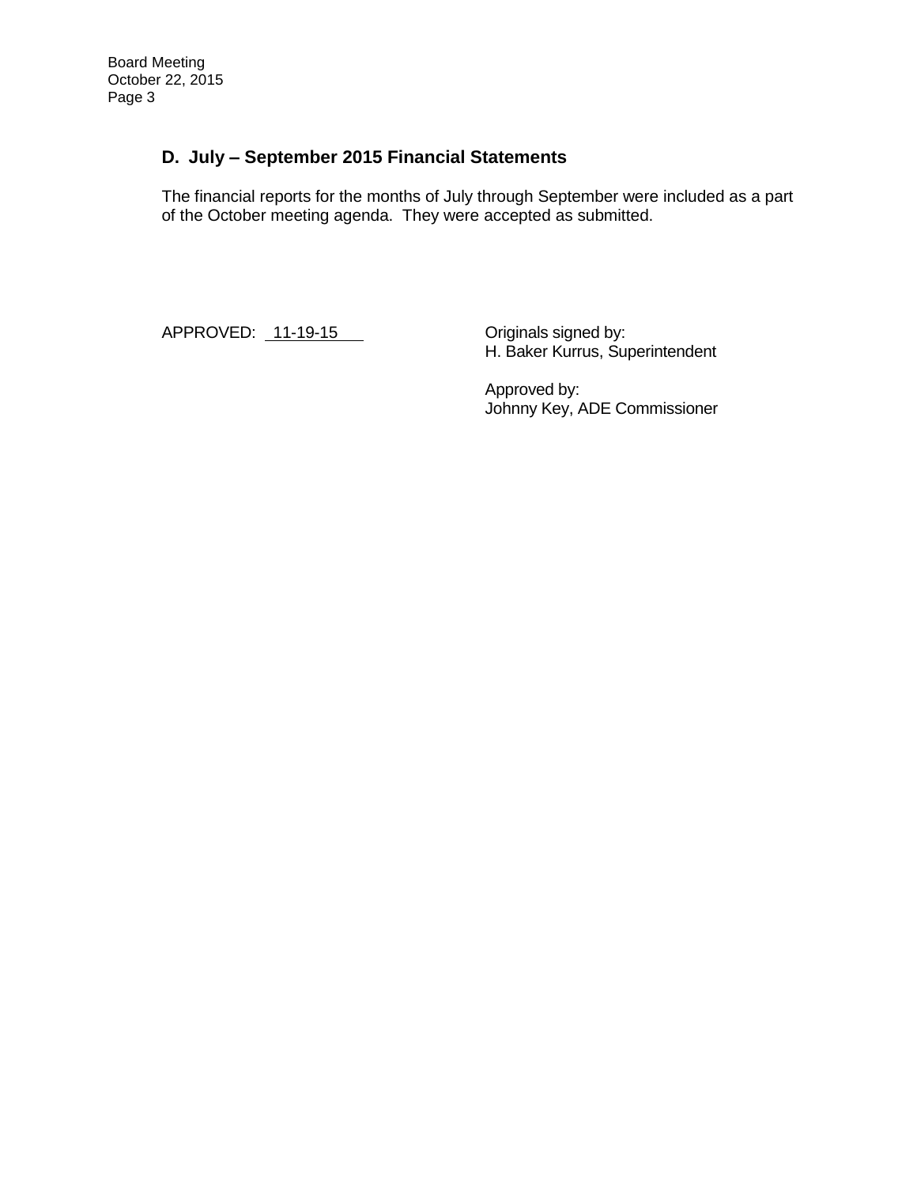## D. July – September 2015 Financial Statements

The financial reports for the months of July through September were included as a part of the October meeting agenda. They were accepted as submitted.

APPROVED: 11-19-15

Originals signed by:
H. Baker Kurrus, Superintendent

Approved by:
Johnny Key, ADE Commissioner